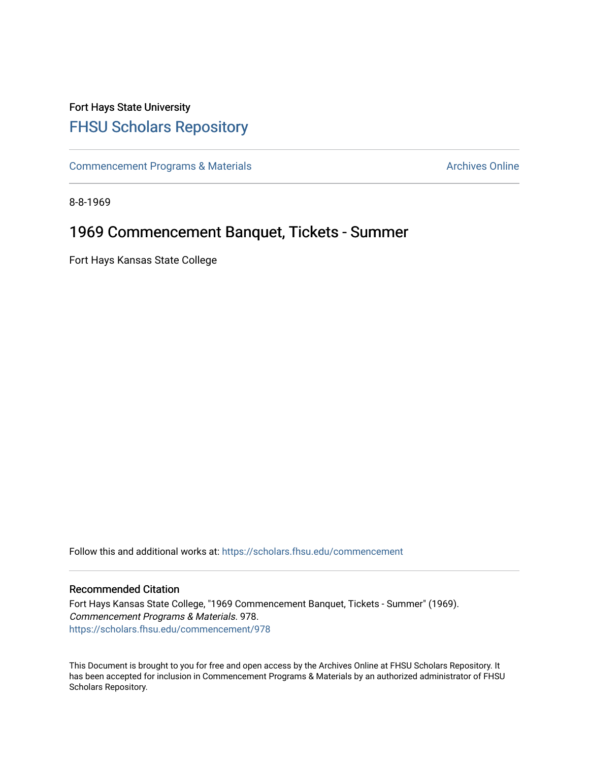Fort Hays State University

# FHSU Scholars Repository

Commencement Programs & Materials

Archives Online

8-8-1969

## 1969 Commencement Banquet, Tickets - Summer

Fort Hays Kansas State College

Follow this and additional works at: https://scholars.fhsu.edu/commencement

### Recommended Citation

Fort Hays Kansas State College, "1969 Commencement Banquet, Tickets - Summer" (1969). *Commencement Programs & Materials*. 978.
https://scholars.fhsu.edu/commencement/978

This Document is brought to you for free and open access by the Archives Online at FHSU Scholars Repository. It has been accepted for inclusion in Commencement Programs & Materials by an authorized administrator of FHSU Scholars Repository.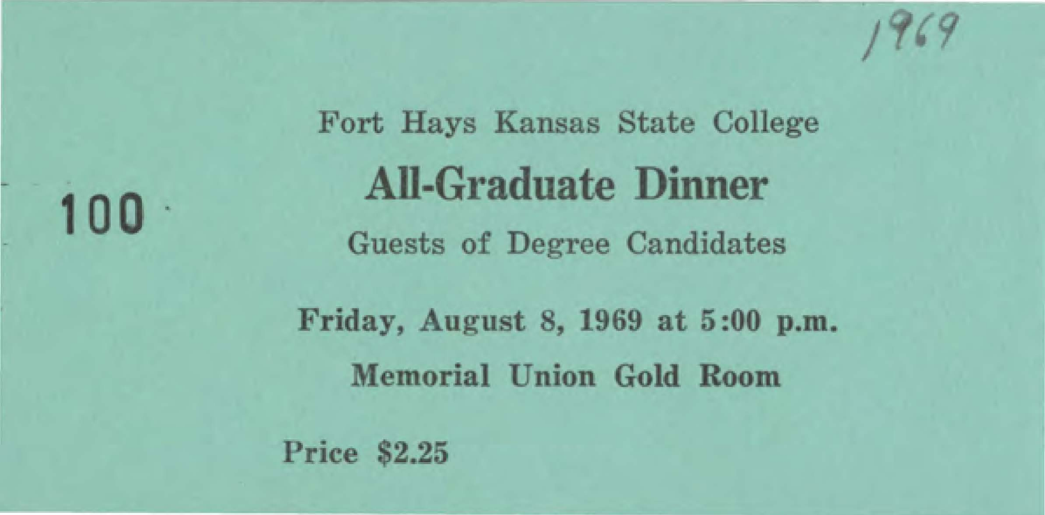1969

100

Fort Hays Kansas State College

## All-Graduate Dinner

Guests of Degree Candidates

**Friday, August 8, 1969 at 5:00 p.m.**

**Memorial Union Gold Room**

**Price $2.25**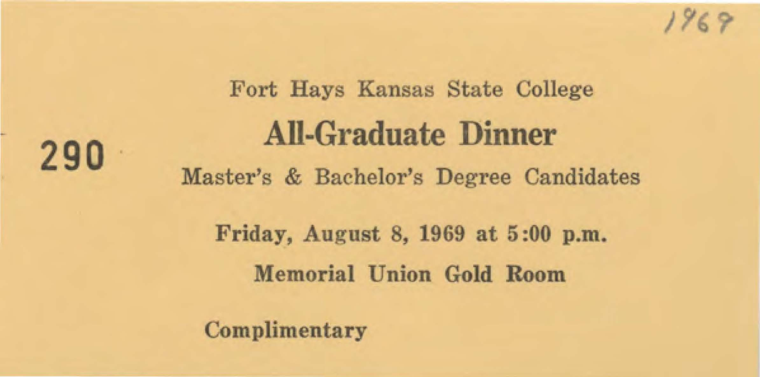1969

290

Fort Hays Kansas State College

# All-Graduate Dinner

Master's & Bachelor's Degree Candidates

**Friday, August 8, 1969 at 5:00 p.m.**

**Memorial Union Gold Room**

**Complimentary**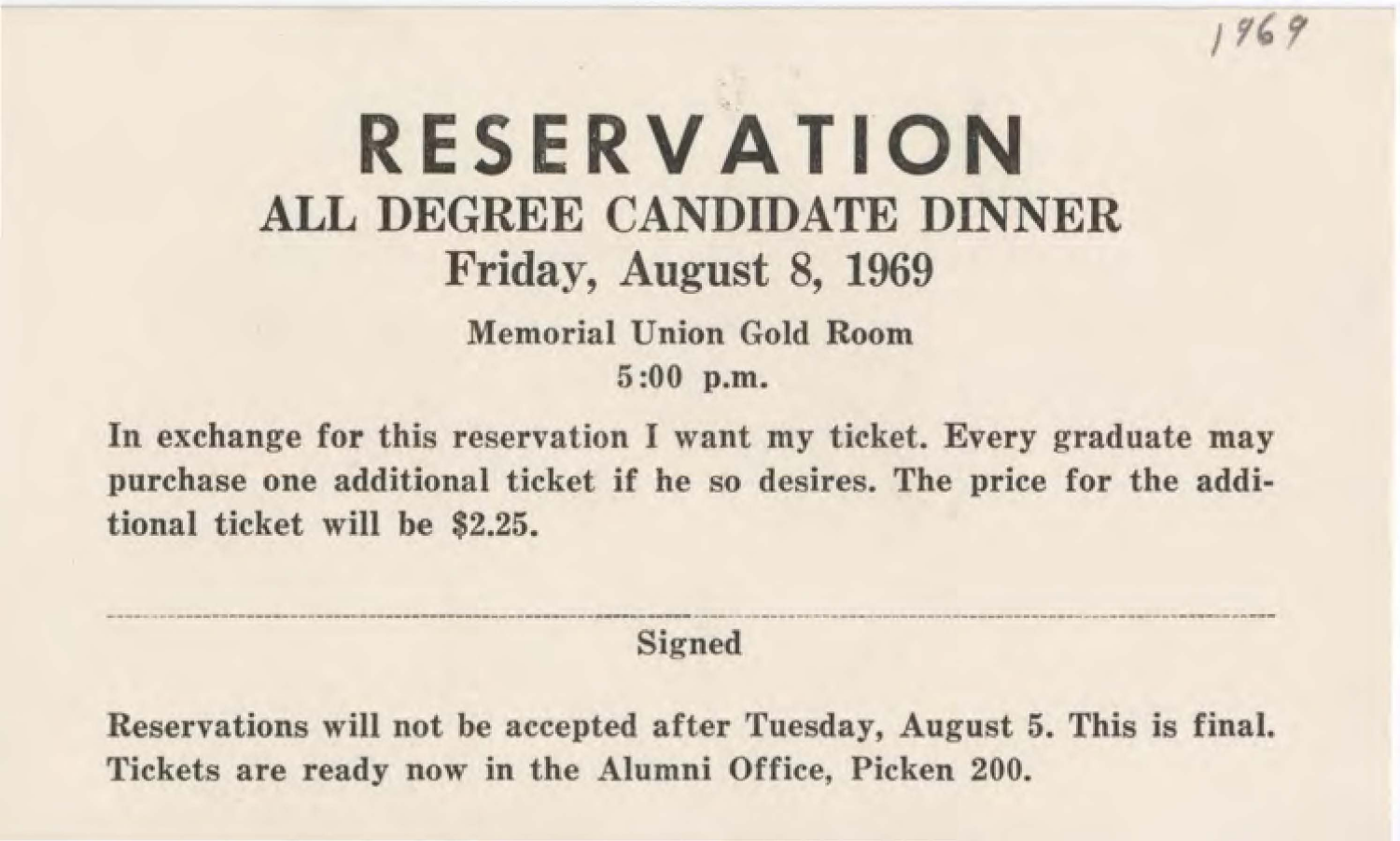1969

# RESERVATION

## ALL DEGREE CANDIDATE DINNER

## Friday, August 8, 1969

**Memorial Union Gold Room**

**5:00 p.m.**

**In exchange for this reservation I want my ticket. Every graduate may purchase one additional ticket if he so desires. The price for the additional ticket will be $2.25.**

---

**Signed**

**Reservations will not be accepted after Tuesday, August 5. This is final. Tickets are ready now in the Alumni Office, Picken 200.**